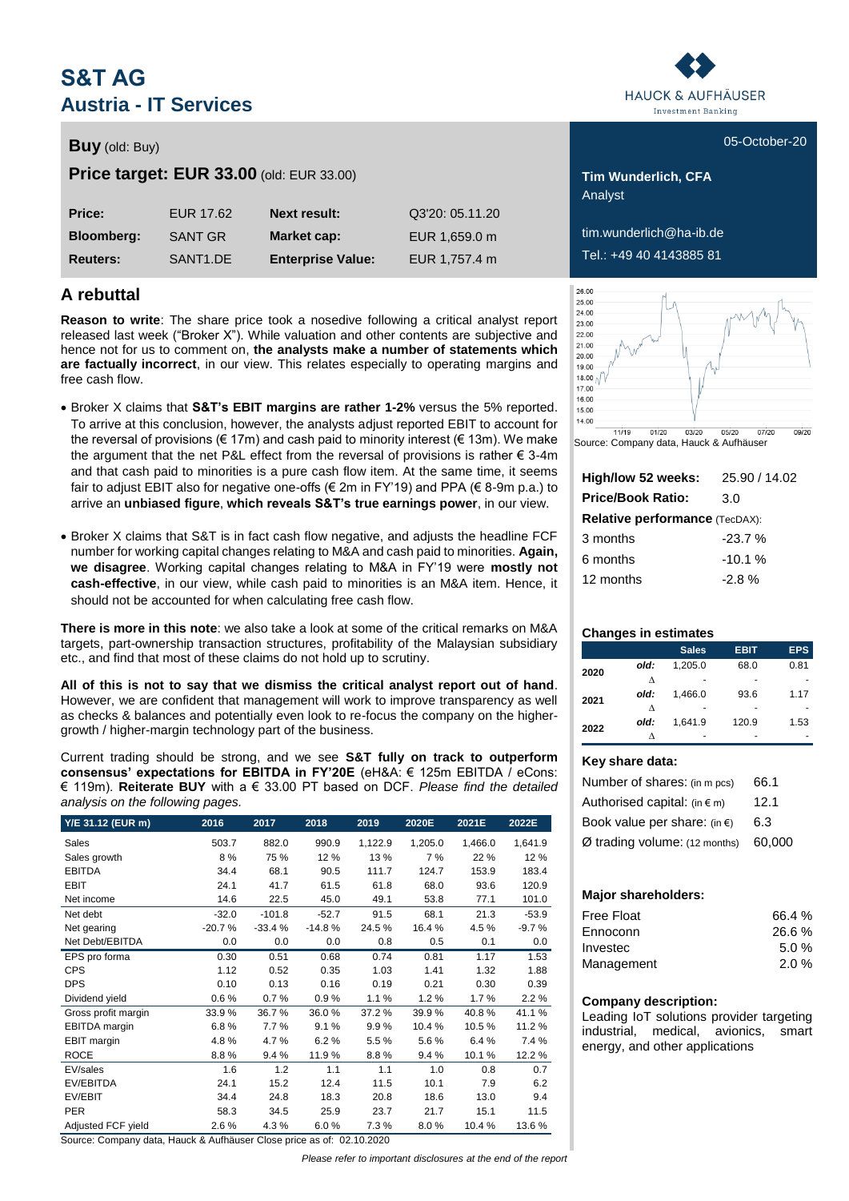# S&T AG
## Austria - IT Services

HAUCK & AUFHÄUSER Investment Banking

**Buy** (old: Buy)

05-October-20

**Price target: EUR 33.00** (old: EUR 33.00)

| | | | |
|---|---|---|---|
| **Price:** | EUR 17.62 | **Next result:** | Q3'20: 05.11.20 |
| **Bloomberg:** | SANT GR | **Market cap:** | EUR 1,659.0 m |
| **Reuters:** | SANT1.DE | **Enterprise Value:** | EUR 1,757.4 m |

**Tim Wunderlich, CFA**
Analyst

tim.wunderlich@ha-ib.de
Tel.: +49 40 4143885 81

## A rebuttal

**Reason to write**: The share price took a nosedive following a critical analyst report released last week ("Broker X"). While valuation and other contents are subjective and hence not for us to comment on, **the analysts make a number of statements which are factually incorrect**, in our view. This relates especially to operating margins and free cash flow.

- Broker X claims that **S&T's EBIT margins are rather 1-2%** versus the 5% reported. To arrive at this conclusion, however, the analysts adjust reported EBIT to account for the reversal of provisions (€ 17m) and cash paid to minority interest (€ 13m). We make the argument that the net P&L effect from the reversal of provisions is rather € 3-4m and that cash paid to minorities is a pure cash flow item. At the same time, it seems fair to adjust EBIT also for negative one-offs (€ 2m in FY'19) and PPA (€ 8-9m p.a.) to arrive an **unbiased figure**, **which reveals S&T's true earnings power**, in our view.
- Broker X claims that S&T is in fact cash flow negative, and adjusts the headline FCF number for working capital changes relating to M&A and cash paid to minorities. **Again, we disagree**. Working capital changes relating to M&A in FY'19 were **mostly not cash-effective**, in our view, while cash paid to minorities is an M&A item. Hence, it should not be accounted for when calculating free cash flow.

**There is more in this note**: we also take a look at some of the critical remarks on M&A targets, part-ownership transaction structures, profitability of the Malaysian subsidiary etc., and find that most of these claims do not hold up to scrutiny.

**All of this is not to say that we dismiss the critical analyst report out of hand**. However, we are confident that management will work to improve transparency as well as checks & balances and potentially even look to re-focus the company on the higher-growth / higher-margin technology part of the business.

Current trading should be strong, and we see **S&T fully on track to outperform consensus' expectations for EBITDA in FY'20E** (eH&A: € 125m EBITDA / eCons: € 119m). **Reiterate BUY** with a € 33.00 PT based on DCF. *Please find the detailed analysis on the following pages.*

| Y/E 31.12 (EUR m) | 2016 | 2017 | 2018 | 2019 | 2020E | 2021E | 2022E |
|---|---|---|---|---|---|---|---|
| Sales | 503.7 | 882.0 | 990.9 | 1,122.9 | 1,205.0 | 1,466.0 | 1,641.9 |
| Sales growth | 8 % | 75 % | 12 % | 13 % | 7 % | 22 % | 12 % |
| EBITDA | 34.4 | 68.1 | 90.5 | 111.7 | 124.7 | 153.9 | 183.4 |
| EBIT | 24.1 | 41.7 | 61.5 | 61.8 | 68.0 | 93.6 | 120.9 |
| Net income | 14.6 | 22.5 | 45.0 | 49.1 | 53.8 | 77.1 | 101.0 |
| Net debt | -32.0 | -101.8 | -52.7 | 91.5 | 68.1 | 21.3 | -53.9 |
| Net gearing | -20.7 % | -33.4 % | -14.8 % | 24.5 % | 16.4 % | 4.5 % | -9.7 % |
| Net Debt/EBITDA | 0.0 | 0.0 | 0.0 | 0.8 | 0.5 | 0.1 | 0.0 |
| EPS pro forma | 0.30 | 0.51 | 0.68 | 0.74 | 0.81 | 1.17 | 1.53 |
| CPS | 1.12 | 0.52 | 0.35 | 1.03 | 1.41 | 1.32 | 1.88 |
| DPS | 0.10 | 0.13 | 0.16 | 0.19 | 0.21 | 0.30 | 0.39 |
| Dividend yield | 0.6 % | 0.7 % | 0.9 % | 1.1 % | 1.2 % | 1.7 % | 2.2 % |
| Gross profit margin | 33.9 % | 36.7 % | 36.0 % | 37.2 % | 39.9 % | 40.8 % | 41.1 % |
| EBITDA margin | 6.8 % | 7.7 % | 9.1 % | 9.9 % | 10.4 % | 10.5 % | 11.2 % |
| EBIT margin | 4.8 % | 4.7 % | 6.2 % | 5.5 % | 5.6 % | 6.4 % | 7.4 % |
| ROCE | 8.8 % | 9.4 % | 11.9 % | 8.8 % | 9.4 % | 10.1 % | 12.2 % |
| EV/sales | 1.6 | 1.2 | 1.1 | 1.1 | 1.0 | 0.8 | 0.7 |
| EV/EBITDA | 24.1 | 15.2 | 12.4 | 11.5 | 10.1 | 7.9 | 6.2 |
| EV/EBIT | 34.4 | 24.8 | 18.3 | 20.8 | 18.6 | 13.0 | 9.4 |
| PER | 58.3 | 34.5 | 25.9 | 23.7 | 21.7 | 15.1 | 11.5 |
| Adjusted FCF yield | 2.6 % | 4.3 % | 6.0 % | 7.3 % | 8.0 % | 10.4 % | 13.6 % |

Source: Company data, Hauck & Aufhäuser Close price as of: 02.10.2020

Source: Company data, Hauck & Aufhäuser

| | |
|---|---|
| **High/low 52 weeks:** | 25.90 / 14.02 |
| **Price/Book Ratio:** | 3.0 |
| **Relative performance** (TecDAX): | |
| 3 months | -23.7 % |
| 6 months | -10.1 % |
| 12 months | -2.8 % |

**Changes in estimates**

| | | Sales | EBIT | EPS |
|---|---|---|---|---|
| 2020 | old: | 1,205.0 | 68.0 | 0.81 |
| | Δ | - | - | - |
| 2021 | old: | 1,466.0 | 93.6 | 1.17 |
| | Δ | - | - | - |
| 2022 | old: | 1,641.9 | 120.9 | 1.53 |
| | Δ | - | - | - |

**Key share data:**

| | |
|---|---|
| Number of shares: (in m pcs) | 66.1 |
| Authorised capital: (in € m) | 12.1 |
| Book value per share: (in €) | 6.3 |
| Ø trading volume: (12 months) | 60,000 |

**Major shareholders:**

| | |
|---|---|
| Free Float | 66.4 % |
| Ennoconn | 26.6 % |
| Investec | 5.0 % |
| Management | 2.0 % |

**Company description:**
Leading IoT solutions provider targeting industrial, medical, avionics, smart energy, and other applications

*Please refer to important disclosures at the end of the report*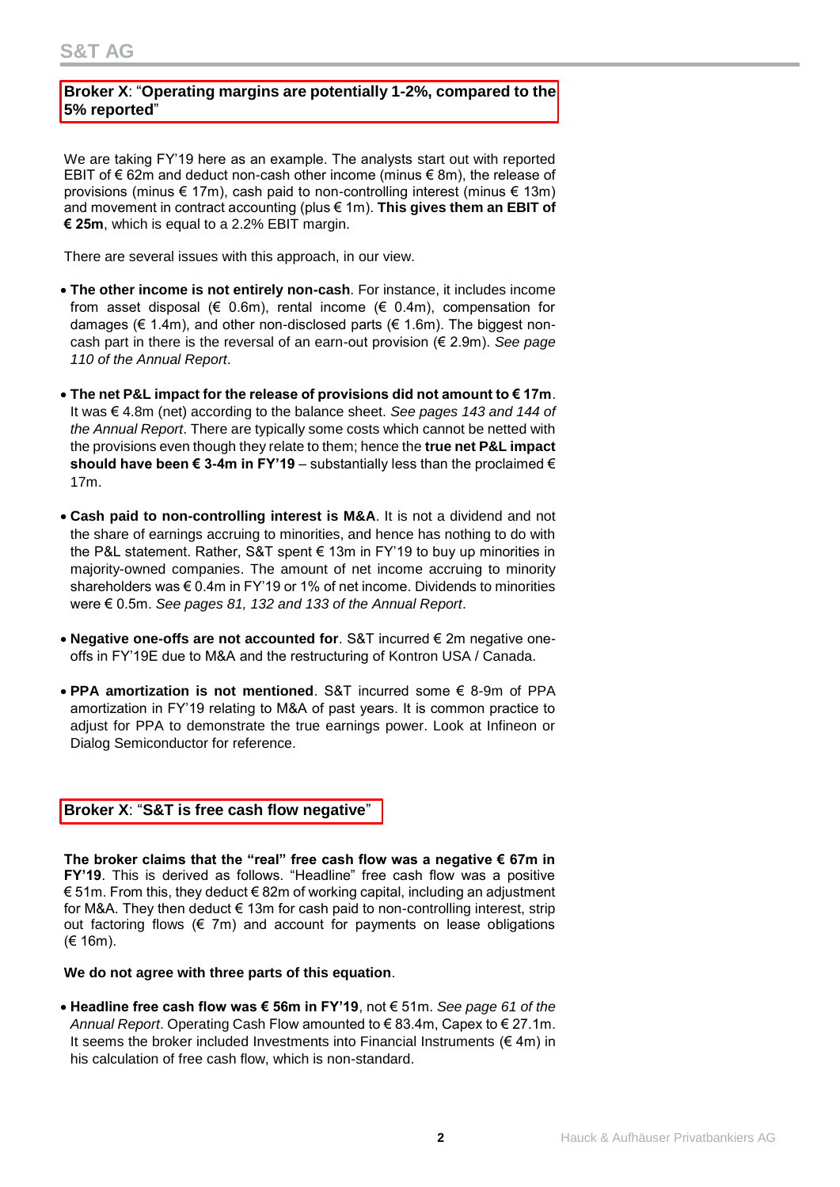### Broker X: "**Operating margins are potentially 1-2%, compared to the 5% reported**"

We are taking FY'19 here as an example. The analysts start out with reported EBIT of € 62m and deduct non-cash other income (minus € 8m), the release of provisions (minus € 17m), cash paid to non-controlling interest (minus € 13m) and movement in contract accounting (plus € 1m). **This gives them an EBIT of € 25m**, which is equal to a 2.2% EBIT margin.

There are several issues with this approach, in our view.

- **The other income is not entirely non-cash**. For instance, it includes income from asset disposal (€ 0.6m), rental income (€ 0.4m), compensation for damages (€ 1.4m), and other non-disclosed parts (€ 1.6m). The biggest non-cash part in there is the reversal of an earn-out provision (€ 2.9m). *See page 110 of the Annual Report*.
- **The net P&L impact for the release of provisions did not amount to € 17m**. It was € 4.8m (net) according to the balance sheet. *See pages 143 and 144 of the Annual Report*. There are typically some costs which cannot be netted with the provisions even though they relate to them; hence the **true net P&L impact should have been € 3-4m in FY'19** – substantially less than the proclaimed € 17m.
- **Cash paid to non-controlling interest is M&A**. It is not a dividend and not the share of earnings accruing to minorities, and hence has nothing to do with the P&L statement. Rather, S&T spent € 13m in FY'19 to buy up minorities in majority-owned companies. The amount of net income accruing to minority shareholders was € 0.4m in FY'19 or 1% of net income. Dividends to minorities were € 0.5m. *See pages 81, 132 and 133 of the Annual Report*.
- **Negative one-offs are not accounted for**. S&T incurred € 2m negative one-offs in FY'19E due to M&A and the restructuring of Kontron USA / Canada.
- **PPA amortization is not mentioned**. S&T incurred some € 8-9m of PPA amortization in FY'19 relating to M&A of past years. It is common practice to adjust for PPA to demonstrate the true earnings power. Look at Infineon or Dialog Semiconductor for reference.

### Broker X: "**S&T is free cash flow negative**"

**The broker claims that the "real" free cash flow was a negative € 67m in FY'19**. This is derived as follows. "Headline" free cash flow was a positive € 51m. From this, they deduct € 82m of working capital, including an adjustment for M&A. They then deduct € 13m for cash paid to non-controlling interest, strip out factoring flows (€ 7m) and account for payments on lease obligations (€ 16m).

**We do not agree with three parts of this equation**.

- **Headline free cash flow was € 56m in FY'19**, not € 51m. *See page 61 of the Annual Report*. Operating Cash Flow amounted to € 83.4m, Capex to € 27.1m. It seems the broker included Investments into Financial Instruments (€ 4m) in his calculation of free cash flow, which is non-standard.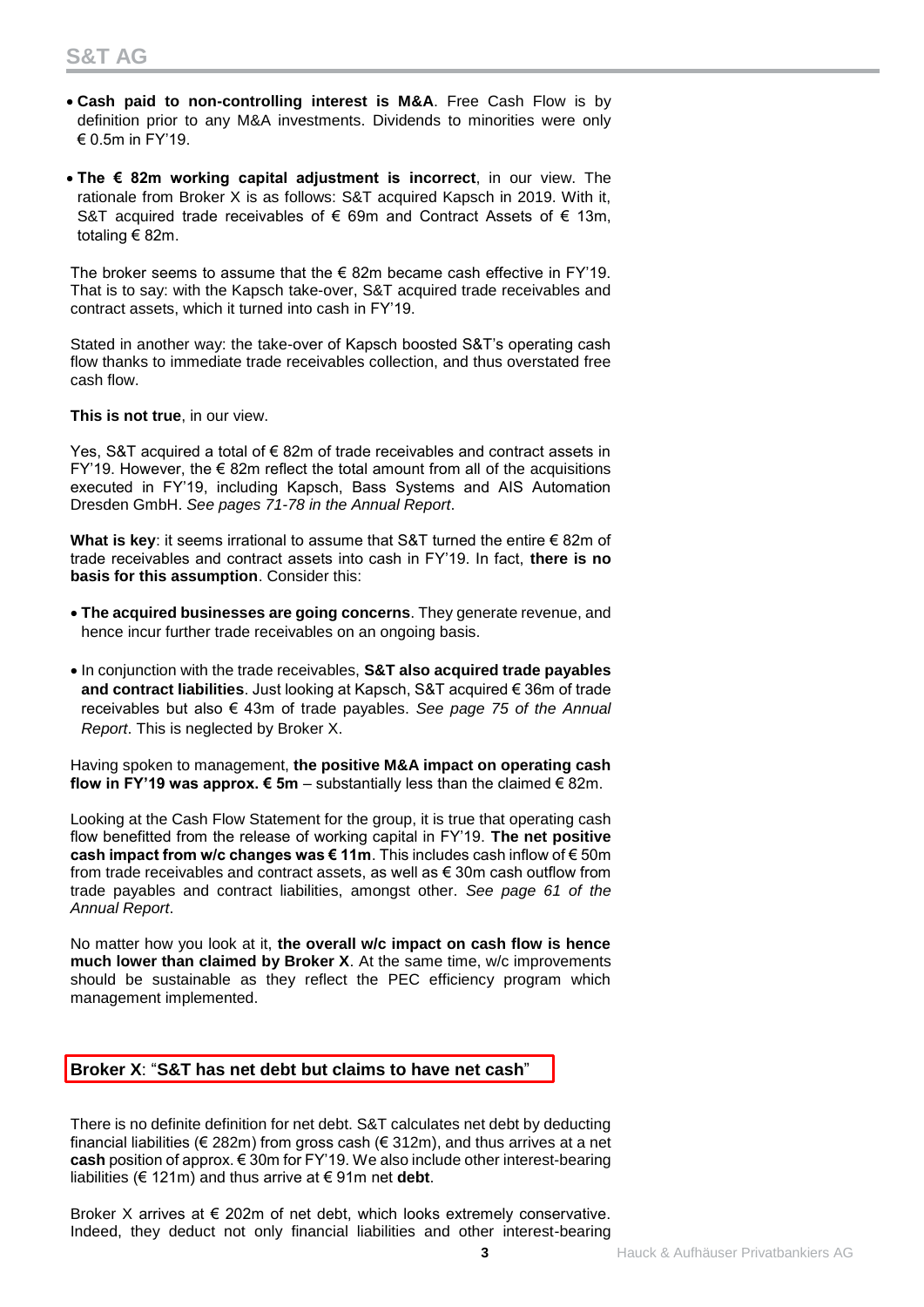- **Cash paid to non-controlling interest is M&A**. Free Cash Flow is by definition prior to any M&A investments. Dividends to minorities were only € 0.5m in FY'19.

- **The € 82m working capital adjustment is incorrect**, in our view. The rationale from Broker X is as follows: S&T acquired Kapsch in 2019. With it, S&T acquired trade receivables of € 69m and Contract Assets of € 13m, totaling € 82m.

  The broker seems to assume that the € 82m became cash effective in FY'19. That is to say: with the Kapsch take-over, S&T acquired trade receivables and contract assets, which it turned into cash in FY'19.

  Stated in another way: the take-over of Kapsch boosted S&T's operating cash flow thanks to immediate trade receivables collection, and thus overstated free cash flow.

  **This is not true**, in our view.

  Yes, S&T acquired a total of € 82m of trade receivables and contract assets in FY'19. However, the € 82m reflect the total amount from all of the acquisitions executed in FY'19, including Kapsch, Bass Systems and AIS Automation Dresden GmbH. *See pages 71-78 in the Annual Report*.

  **What is key**: it seems irrational to assume that S&T turned the entire € 82m of trade receivables and contract assets into cash in FY'19. In fact, **there is no basis for this assumption**. Consider this:

- **The acquired businesses are going concerns**. They generate revenue, and hence incur further trade receivables on an ongoing basis.

- In conjunction with the trade receivables, **S&T also acquired trade payables and contract liabilities**. Just looking at Kapsch, S&T acquired € 36m of trade receivables but also € 43m of trade payables. *See page 75 of the Annual Report*. This is neglected by Broker X.

  Having spoken to management, **the positive M&A impact on operating cash flow in FY'19 was approx. € 5m** – substantially less than the claimed € 82m.

  Looking at the Cash Flow Statement for the group, it is true that operating cash flow benefitted from the release of working capital in FY'19. **The net positive cash impact from w/c changes was € 11m**. This includes cash inflow of € 50m from trade receivables and contract assets, as well as € 30m cash outflow from trade payables and contract liabilities, amongst other. *See page 61 of the Annual Report*.

  No matter how you look at it, **the overall w/c impact on cash flow is hence much lower than claimed by Broker X**. At the same time, w/c improvements should be sustainable as they reflect the PEC efficiency program which management implemented.

**Broker X**: "**S&T has net debt but claims to have net cash**"

There is no definite definition for net debt. S&T calculates net debt by deducting financial liabilities (€ 282m) from gross cash (€ 312m), and thus arrives at a net **cash** position of approx. € 30m for FY'19. We also include other interest-bearing liabilities (€ 121m) and thus arrive at € 91m net **debt**.

Broker X arrives at € 202m of net debt, which looks extremely conservative. Indeed, they deduct not only financial liabilities and other interest-bearing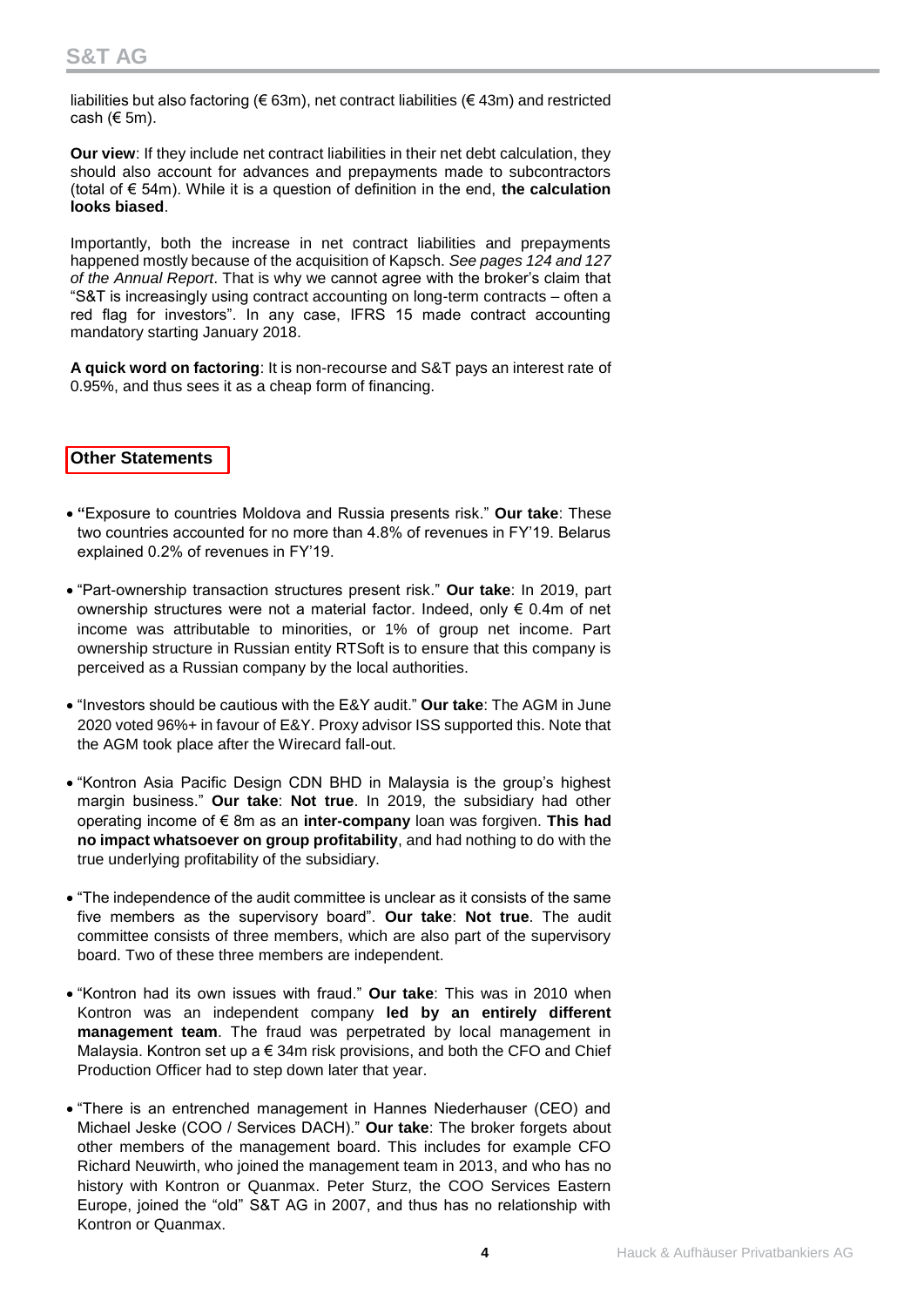liabilities but also factoring (€ 63m), net contract liabilities (€ 43m) and restricted cash (€ 5m).

**Our view**: If they include net contract liabilities in their net debt calculation, they should also account for advances and prepayments made to subcontractors (total of € 54m). While it is a question of definition in the end, **the calculation looks biased**.

Importantly, both the increase in net contract liabilities and prepayments happened mostly because of the acquisition of Kapsch. *See pages 124 and 127 of the Annual Report*. That is why we cannot agree with the broker's claim that "S&T is increasingly using contract accounting on long-term contracts – often a red flag for investors". In any case, IFRS 15 made contract accounting mandatory starting January 2018.

**A quick word on factoring**: It is non-recourse and S&T pays an interest rate of 0.95%, and thus sees it as a cheap form of financing.

## Other Statements

- **"**Exposure to countries Moldova and Russia presents risk." **Our take**: These two countries accounted for no more than 4.8% of revenues in FY'19. Belarus explained 0.2% of revenues in FY'19.
- "Part-ownership transaction structures present risk." **Our take**: In 2019, part ownership structures were not a material factor. Indeed, only € 0.4m of net income was attributable to minorities, or 1% of group net income. Part ownership structure in Russian entity RTSoft is to ensure that this company is perceived as a Russian company by the local authorities.
- "Investors should be cautious with the E&Y audit." **Our take**: The AGM in June 2020 voted 96%+ in favour of E&Y. Proxy advisor ISS supported this. Note that the AGM took place after the Wirecard fall-out.
- "Kontron Asia Pacific Design CDN BHD in Malaysia is the group's highest margin business." **Our take**: **Not true**. In 2019, the subsidiary had other operating income of € 8m as an **inter-company** loan was forgiven. **This had no impact whatsoever on group profitability**, and had nothing to do with the true underlying profitability of the subsidiary.
- "The independence of the audit committee is unclear as it consists of the same five members as the supervisory board". **Our take**: **Not true**. The audit committee consists of three members, which are also part of the supervisory board. Two of these three members are independent.
- "Kontron had its own issues with fraud." **Our take**: This was in 2010 when Kontron was an independent company **led by an entirely different management team**. The fraud was perpetrated by local management in Malaysia. Kontron set up a € 34m risk provisions, and both the CFO and Chief Production Officer had to step down later that year.
- "There is an entrenched management in Hannes Niederhauser (CEO) and Michael Jeske (COO / Services DACH)." **Our take**: The broker forgets about other members of the management board. This includes for example CFO Richard Neuwirth, who joined the management team in 2013, and who has no history with Kontron or Quanmax. Peter Sturz, the COO Services Eastern Europe, joined the "old" S&T AG in 2007, and thus has no relationship with Kontron or Quanmax.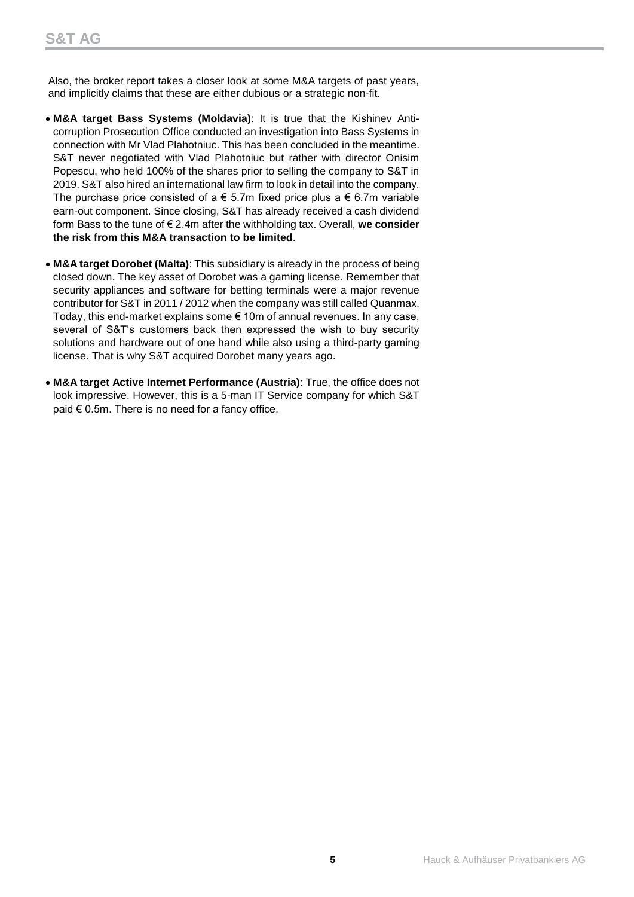Also, the broker report takes a closer look at some M&A targets of past years, and implicitly claims that these are either dubious or a strategic non-fit.

- **M&A target Bass Systems (Moldavia)**: It is true that the Kishinev Anti-corruption Prosecution Office conducted an investigation into Bass Systems in connection with Mr Vlad Plahotniuc. This has been concluded in the meantime. S&T never negotiated with Vlad Plahotniuc but rather with director Onisim Popescu, who held 100% of the shares prior to selling the company to S&T in 2019. S&T also hired an international law firm to look in detail into the company. The purchase price consisted of a € 5.7m fixed price plus a € 6.7m variable earn-out component. Since closing, S&T has already received a cash dividend form Bass to the tune of € 2.4m after the withholding tax. Overall, **we consider the risk from this M&A transaction to be limited**.

- **M&A target Dorobet (Malta)**: This subsidiary is already in the process of being closed down. The key asset of Dorobet was a gaming license. Remember that security appliances and software for betting terminals were a major revenue contributor for S&T in 2011 / 2012 when the company was still called Quanmax. Today, this end-market explains some € 10m of annual revenues. In any case, several of S&T's customers back then expressed the wish to buy security solutions and hardware out of one hand while also using a third-party gaming license. That is why S&T acquired Dorobet many years ago.

- **M&A target Active Internet Performance (Austria)**: True, the office does not look impressive. However, this is a 5-man IT Service company for which S&T paid € 0.5m. There is no need for a fancy office.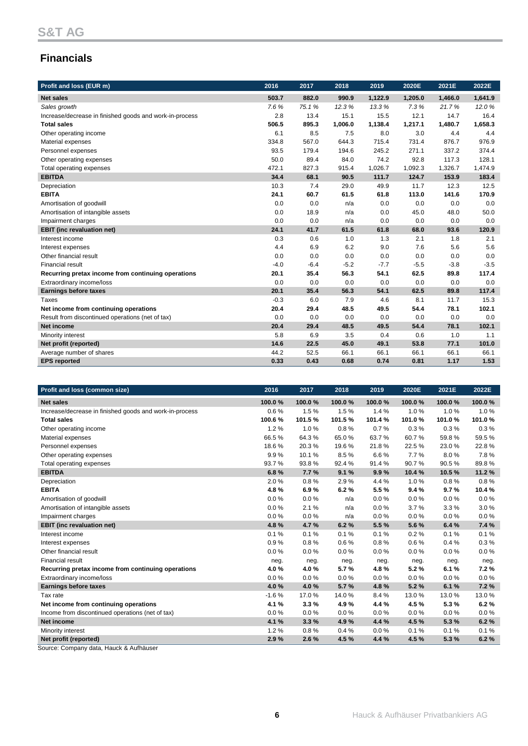## Financials

| Profit and loss (EUR m) | 2016 | 2017 | 2018 | 2019 | 2020E | 2021E | 2022E |
|---|---|---|---|---|---|---|---|
| **Net sales** | **503.7** | **882.0** | **990.9** | **1,122.9** | **1,205.0** | **1,466.0** | **1,641.9** |
| *Sales growth* | *7.6 %* | *75.1 %* | *12.3 %* | *13.3 %* | *7.3 %* | *21.7 %* | *12.0 %* |
| Increase/decrease in finished goods and work-in-process | 2.8 | 13.4 | 15.1 | 15.5 | 12.1 | 14.7 | 16.4 |
| **Total sales** | **506.5** | **895.3** | **1,006.0** | **1,138.4** | **1,217.1** | **1,480.7** | **1,658.3** |
| Other operating income | 6.1 | 8.5 | 7.5 | 8.0 | 3.0 | 4.4 | 4.4 |
| Material expenses | 334.8 | 567.0 | 644.3 | 715.4 | 731.4 | 876.7 | 976.9 |
| Personnel expenses | 93.5 | 179.4 | 194.6 | 245.2 | 271.1 | 337.2 | 374.4 |
| Other operating expenses | 50.0 | 89.4 | 84.0 | 74.2 | 92.8 | 117.3 | 128.1 |
| Total operating expenses | 472.1 | 827.3 | 915.4 | 1,026.7 | 1,092.3 | 1,326.7 | 1,474.9 |
| **EBITDA** | **34.4** | **68.1** | **90.5** | **111.7** | **124.7** | **153.9** | **183.4** |
| Depreciation | 10.3 | 7.4 | 29.0 | 49.9 | 11.7 | 12.3 | 12.5 |
| **EBITA** | **24.1** | **60.7** | **61.5** | **61.8** | **113.0** | **141.6** | **170.9** |
| Amortisation of goodwill | 0.0 | 0.0 | n/a | 0.0 | 0.0 | 0.0 | 0.0 |
| Amortisation of intangible assets | 0.0 | 18.9 | n/a | 0.0 | 45.0 | 48.0 | 50.0 |
| Impairment charges | 0.0 | 0.0 | n/a | 0.0 | 0.0 | 0.0 | 0.0 |
| **EBIT (inc revaluation net)** | **24.1** | **41.7** | **61.5** | **61.8** | **68.0** | **93.6** | **120.9** |
| Interest income | 0.3 | 0.6 | 1.0 | 1.3 | 2.1 | 1.8 | 2.1 |
| Interest expenses | 4.4 | 6.9 | 6.2 | 9.0 | 7.6 | 5.6 | 5.6 |
| Other financial result | 0.0 | 0.0 | 0.0 | 0.0 | 0.0 | 0.0 | 0.0 |
| Financial result | -4.0 | -6.4 | -5.2 | -7.7 | -5.5 | -3.8 | -3.5 |
| **Recurring pretax income from continuing operations** | **20.1** | **35.4** | **56.3** | **54.1** | **62.5** | **89.8** | **117.4** |
| Extraordinary income/loss | 0.0 | 0.0 | 0.0 | 0.0 | 0.0 | 0.0 | 0.0 |
| **Earnings before taxes** | **20.1** | **35.4** | **56.3** | **54.1** | **62.5** | **89.8** | **117.4** |
| Taxes | -0.3 | 6.0 | 7.9 | 4.6 | 8.1 | 11.7 | 15.3 |
| **Net income from continuing operations** | **20.4** | **29.4** | **48.5** | **49.5** | **54.4** | **78.1** | **102.1** |
| Result from discontinued operations (net of tax) | 0.0 | 0.0 | 0.0 | 0.0 | 0.0 | 0.0 | 0.0 |
| **Net income** | **20.4** | **29.4** | **48.5** | **49.5** | **54.4** | **78.1** | **102.1** |
| Minority interest | 5.8 | 6.9 | 3.5 | 0.4 | 0.6 | 1.0 | 1.1 |
| **Net profit (reported)** | **14.6** | **22.5** | **45.0** | **49.1** | **53.8** | **77.1** | **101.0** |
| Average number of shares | 44.2 | 52.5 | 66.1 | 66.1 | 66.1 | 66.1 | 66.1 |
| **EPS reported** | **0.33** | **0.43** | **0.68** | **0.74** | **0.81** | **1.17** | **1.53** |

| Profit and loss (common size) | 2016 | 2017 | 2018 | 2019 | 2020E | 2021E | 2022E |
|---|---|---|---|---|---|---|---|
| **Net sales** | **100.0 %** | **100.0 %** | **100.0 %** | **100.0 %** | **100.0 %** | **100.0 %** | **100.0 %** |
| Increase/decrease in finished goods and work-in-process | 0.6 % | 1.5 % | 1.5 % | 1.4 % | 1.0 % | 1.0 % | 1.0 % |
| **Total sales** | **100.6 %** | **101.5 %** | **101.5 %** | **101.4 %** | **101.0 %** | **101.0 %** | **101.0 %** |
| Other operating income | 1.2 % | 1.0 % | 0.8 % | 0.7 % | 0.3 % | 0.3 % | 0.3 % |
| Material expenses | 66.5 % | 64.3 % | 65.0 % | 63.7 % | 60.7 % | 59.8 % | 59.5 % |
| Personnel expenses | 18.6 % | 20.3 % | 19.6 % | 21.8 % | 22.5 % | 23.0 % | 22.8 % |
| Other operating expenses | 9.9 % | 10.1 % | 8.5 % | 6.6 % | 7.7 % | 8.0 % | 7.8 % |
| Total operating expenses | 93.7 % | 93.8 % | 92.4 % | 91.4 % | 90.7 % | 90.5 % | 89.8 % |
| **EBITDA** | **6.8 %** | **7.7 %** | **9.1 %** | **9.9 %** | **10.4 %** | **10.5 %** | **11.2 %** |
| Depreciation | 2.0 % | 0.8 % | 2.9 % | 4.4 % | 1.0 % | 0.8 % | 0.8 % |
| **EBITA** | **4.8 %** | **6.9 %** | **6.2 %** | **5.5 %** | **9.4 %** | **9.7 %** | **10.4 %** |
| Amortisation of goodwill | 0.0 % | 0.0 % | n/a | 0.0 % | 0.0 % | 0.0 % | 0.0 % |
| Amortisation of intangible assets | 0.0 % | 2.1 % | n/a | 0.0 % | 3.7 % | 3.3 % | 3.0 % |
| Impairment charges | 0.0 % | 0.0 % | n/a | 0.0 % | 0.0 % | 0.0 % | 0.0 % |
| **EBIT (inc revaluation net)** | **4.8 %** | **4.7 %** | **6.2 %** | **5.5 %** | **5.6 %** | **6.4 %** | **7.4 %** |
| Interest income | 0.1 % | 0.1 % | 0.1 % | 0.1 % | 0.2 % | 0.1 % | 0.1 % |
| Interest expenses | 0.9 % | 0.8 % | 0.6 % | 0.8 % | 0.6 % | 0.4 % | 0.3 % |
| Other financial result | 0.0 % | 0.0 % | 0.0 % | 0.0 % | 0.0 % | 0.0 % | 0.0 % |
| Financial result | neg. | neg. | neg. | neg. | neg. | neg. | neg. |
| **Recurring pretax income from continuing operations** | **4.0 %** | **4.0 %** | **5.7 %** | **4.8 %** | **5.2 %** | **6.1 %** | **7.2 %** |
| Extraordinary income/loss | 0.0 % | 0.0 % | 0.0 % | 0.0 % | 0.0 % | 0.0 % | 0.0 % |
| **Earnings before taxes** | **4.0 %** | **4.0 %** | **5.7 %** | **4.8 %** | **5.2 %** | **6.1 %** | **7.2 %** |
| Tax rate | -1.6 % | 17.0 % | 14.0 % | 8.4 % | 13.0 % | 13.0 % | 13.0 % |
| **Net income from continuing operations** | **4.1 %** | **3.3 %** | **4.9 %** | **4.4 %** | **4.5 %** | **5.3 %** | **6.2 %** |
| Income from discontinued operations (net of tax) | 0.0 % | 0.0 % | 0.0 % | 0.0 % | 0.0 % | 0.0 % | 0.0 % |
| **Net income** | **4.1 %** | **3.3 %** | **4.9 %** | **4.4 %** | **4.5 %** | **5.3 %** | **6.2 %** |
| Minority interest | 1.2 % | 0.8 % | 0.4 % | 0.0 % | 0.1 % | 0.1 % | 0.1 % |
| **Net profit (reported)** | **2.9 %** | **2.6 %** | **4.5 %** | **4.4 %** | **4.5 %** | **5.3 %** | **6.2 %** |

Source: Company data, Hauck & Aufhäuser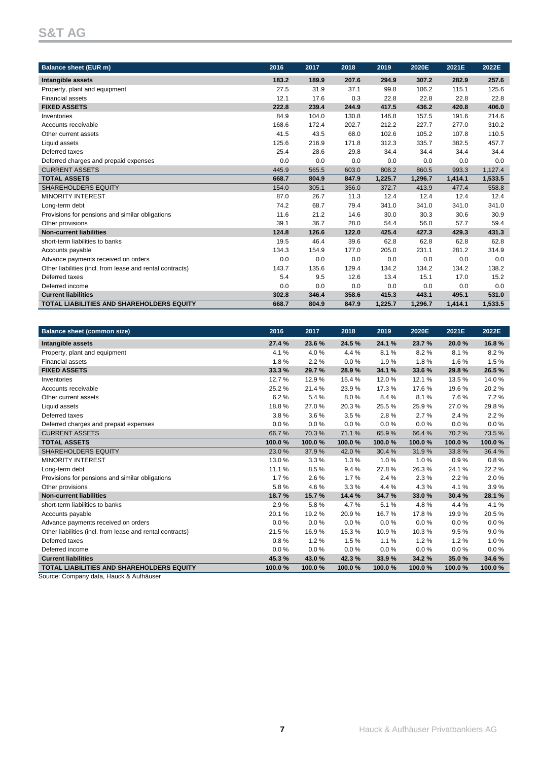# S&T AG

| Balance sheet (EUR m) | 2016 | 2017 | 2018 | 2019 | 2020E | 2021E | 2022E |
|---|---|---|---|---|---|---|---|
| **Intangible assets** | **183.2** | **189.9** | **207.6** | **294.9** | **307.2** | **282.9** | **257.6** |
| Property, plant and equipment | 27.5 | 31.9 | 37.1 | 99.8 | 106.2 | 115.1 | 125.6 |
| Financial assets | 12.1 | 17.6 | 0.3 | 22.8 | 22.8 | 22.8 | 22.8 |
| **FIXED ASSETS** | **222.8** | **239.4** | **244.9** | **417.5** | **436.2** | **420.8** | **406.0** |
| Inventories | 84.9 | 104.0 | 130.8 | 146.8 | 157.5 | 191.6 | 214.6 |
| Accounts receivable | 168.6 | 172.4 | 202.7 | 212.2 | 227.7 | 277.0 | 310.2 |
| Other current assets | 41.5 | 43.5 | 68.0 | 102.6 | 105.2 | 107.8 | 110.5 |
| Liquid assets | 125.6 | 216.9 | 171.8 | 312.3 | 335.7 | 382.5 | 457.7 |
| Deferred taxes | 25.4 | 28.6 | 29.8 | 34.4 | 34.4 | 34.4 | 34.4 |
| Deferred charges and prepaid expenses | 0.0 | 0.0 | 0.0 | 0.0 | 0.0 | 0.0 | 0.0 |
| CURRENT ASSETS | 445.9 | 565.5 | 603.0 | 808.2 | 860.5 | 993.3 | 1,127.4 |
| **TOTAL ASSETS** | **668.7** | **804.9** | **847.9** | **1,225.7** | **1,296.7** | **1,414.1** | **1,533.5** |
| SHAREHOLDERS EQUITY | 154.0 | 305.1 | 356.0 | 372.7 | 413.9 | 477.4 | 558.8 |
| MINORITY INTEREST | 87.0 | 26.7 | 11.3 | 12.4 | 12.4 | 12.4 | 12.4 |
| Long-term debt | 74.2 | 68.7 | 79.4 | 341.0 | 341.0 | 341.0 | 341.0 |
| Provisions for pensions and similar obligations | 11.6 | 21.2 | 14.6 | 30.0 | 30.3 | 30.6 | 30.9 |
| Other provisions | 39.1 | 36.7 | 28.0 | 54.4 | 56.0 | 57.7 | 59.4 |
| **Non-current liabilities** | **124.8** | **126.6** | **122.0** | **425.4** | **427.3** | **429.3** | **431.3** |
| short-term liabilities to banks | 19.5 | 46.4 | 39.6 | 62.8 | 62.8 | 62.8 | 62.8 |
| Accounts payable | 134.3 | 154.9 | 177.0 | 205.0 | 231.1 | 281.2 | 314.9 |
| Advance payments received on orders | 0.0 | 0.0 | 0.0 | 0.0 | 0.0 | 0.0 | 0.0 |
| Other liabilities (incl. from lease and rental contracts) | 143.7 | 135.6 | 129.4 | 134.2 | 134.2 | 134.2 | 138.2 |
| Deferred taxes | 5.4 | 9.5 | 12.6 | 13.4 | 15.1 | 17.0 | 15.2 |
| Deferred income | 0.0 | 0.0 | 0.0 | 0.0 | 0.0 | 0.0 | 0.0 |
| **Current liabilities** | **302.8** | **346.4** | **358.6** | **415.3** | **443.1** | **495.1** | **531.0** |
| **TOTAL LIABILITIES AND SHAREHOLDERS EQUITY** | **668.7** | **804.9** | **847.9** | **1,225.7** | **1,296.7** | **1,414.1** | **1,533.5** |

| Balance sheet (common size) | 2016 | 2017 | 2018 | 2019 | 2020E | 2021E | 2022E |
|---|---|---|---|---|---|---|---|
| **Intangible assets** | **27.4 %** | **23.6 %** | **24.5 %** | **24.1 %** | **23.7 %** | **20.0 %** | **16.8 %** |
| Property, plant and equipment | 4.1 % | 4.0 % | 4.4 % | 8.1 % | 8.2 % | 8.1 % | 8.2 % |
| Financial assets | 1.8 % | 2.2 % | 0.0 % | 1.9 % | 1.8 % | 1.6 % | 1.5 % |
| **FIXED ASSETS** | **33.3 %** | **29.7 %** | **28.9 %** | **34.1 %** | **33.6 %** | **29.8 %** | **26.5 %** |
| Inventories | 12.7 % | 12.9 % | 15.4 % | 12.0 % | 12.1 % | 13.5 % | 14.0 % |
| Accounts receivable | 25.2 % | 21.4 % | 23.9 % | 17.3 % | 17.6 % | 19.6 % | 20.2 % |
| Other current assets | 6.2 % | 5.4 % | 8.0 % | 8.4 % | 8.1 % | 7.6 % | 7.2 % |
| Liquid assets | 18.8 % | 27.0 % | 20.3 % | 25.5 % | 25.9 % | 27.0 % | 29.8 % |
| Deferred taxes | 3.8 % | 3.6 % | 3.5 % | 2.8 % | 2.7 % | 2.4 % | 2.2 % |
| Deferred charges and prepaid expenses | 0.0 % | 0.0 % | 0.0 % | 0.0 % | 0.0 % | 0.0 % | 0.0 % |
| CURRENT ASSETS | 66.7 % | 70.3 % | 71.1 % | 65.9 % | 66.4 % | 70.2 % | 73.5 % |
| **TOTAL ASSETS** | **100.0 %** | **100.0 %** | **100.0 %** | **100.0 %** | **100.0 %** | **100.0 %** | **100.0 %** |
| SHAREHOLDERS EQUITY | 23.0 % | 37.9 % | 42.0 % | 30.4 % | 31.9 % | 33.8 % | 36.4 % |
| MINORITY INTEREST | 13.0 % | 3.3 % | 1.3 % | 1.0 % | 1.0 % | 0.9 % | 0.8 % |
| Long-term debt | 11.1 % | 8.5 % | 9.4 % | 27.8 % | 26.3 % | 24.1 % | 22.2 % |
| Provisions for pensions and similar obligations | 1.7 % | 2.6 % | 1.7 % | 2.4 % | 2.3 % | 2.2 % | 2.0 % |
| Other provisions | 5.8 % | 4.6 % | 3.3 % | 4.4 % | 4.3 % | 4.1 % | 3.9 % |
| **Non-current liabilities** | **18.7 %** | **15.7 %** | **14.4 %** | **34.7 %** | **33.0 %** | **30.4 %** | **28.1 %** |
| short-term liabilities to banks | 2.9 % | 5.8 % | 4.7 % | 5.1 % | 4.8 % | 4.4 % | 4.1 % |
| Accounts payable | 20.1 % | 19.2 % | 20.9 % | 16.7 % | 17.8 % | 19.9 % | 20.5 % |
| Advance payments received on orders | 0.0 % | 0.0 % | 0.0 % | 0.0 % | 0.0 % | 0.0 % | 0.0 % |
| Other liabilities (incl. from lease and rental contracts) | 21.5 % | 16.9 % | 15.3 % | 10.9 % | 10.3 % | 9.5 % | 9.0 % |
| Deferred taxes | 0.8 % | 1.2 % | 1.5 % | 1.1 % | 1.2 % | 1.2 % | 1.0 % |
| Deferred income | 0.0 % | 0.0 % | 0.0 % | 0.0 % | 0.0 % | 0.0 % | 0.0 % |
| **Current liabilities** | **45.3 %** | **43.0 %** | **42.3 %** | **33.9 %** | **34.2 %** | **35.0 %** | **34.6 %** |
| **TOTAL LIABILITIES AND SHAREHOLDERS EQUITY** | **100.0 %** | **100.0 %** | **100.0 %** | **100.0 %** | **100.0 %** | **100.0 %** | **100.0 %** |

Source: Company data, Hauck & Aufhäuser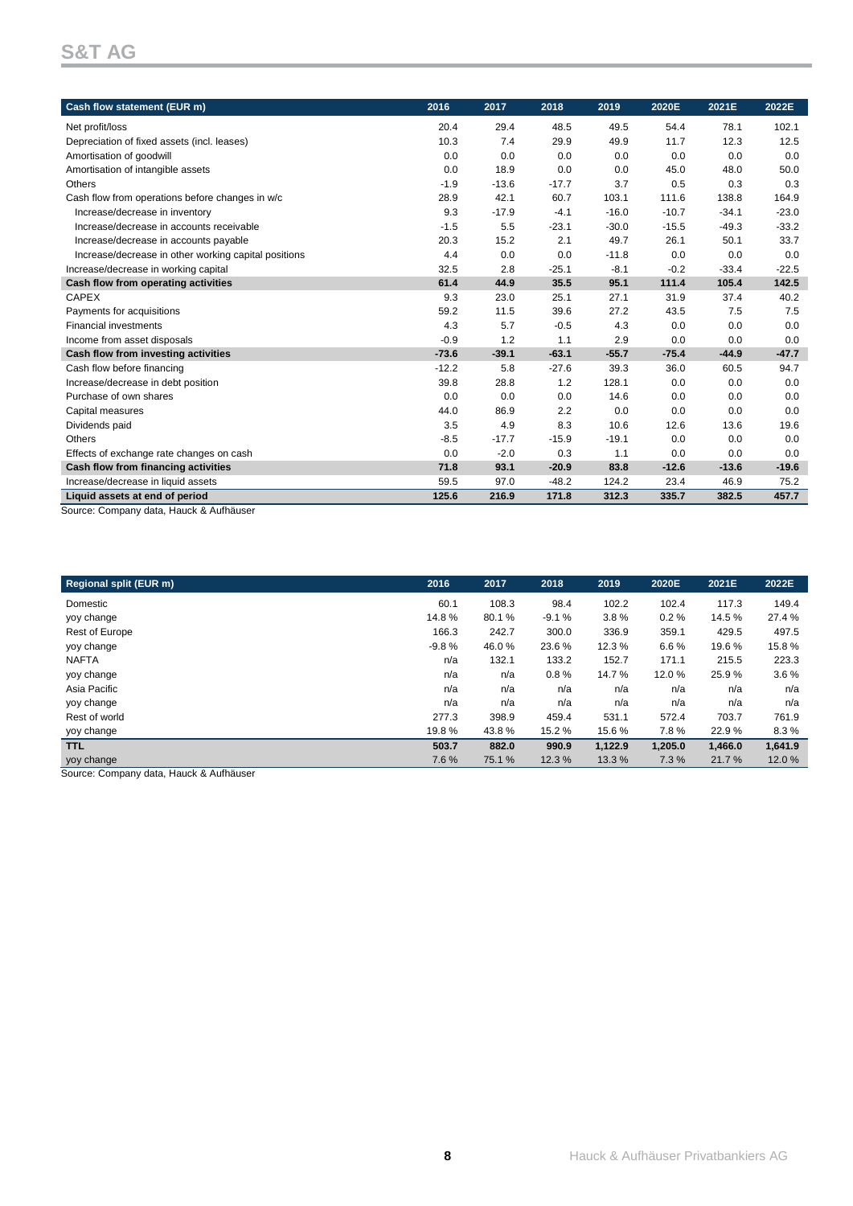| Cash flow statement (EUR m) | 2016 | 2017 | 2018 | 2019 | 2020E | 2021E | 2022E |
|---|---|---|---|---|---|---|---|
| Net profit/loss | 20.4 | 29.4 | 48.5 | 49.5 | 54.4 | 78.1 | 102.1 |
| Depreciation of fixed assets (incl. leases) | 10.3 | 7.4 | 29.9 | 49.9 | 11.7 | 12.3 | 12.5 |
| Amortisation of goodwill | 0.0 | 0.0 | 0.0 | 0.0 | 0.0 | 0.0 | 0.0 |
| Amortisation of intangible assets | 0.0 | 18.9 | 0.0 | 0.0 | 45.0 | 48.0 | 50.0 |
| Others | -1.9 | -13.6 | -17.7 | 3.7 | 0.5 | 0.3 | 0.3 |
| Cash flow from operations before changes in w/c | 28.9 | 42.1 | 60.7 | 103.1 | 111.6 | 138.8 | 164.9 |
| Increase/decrease in inventory | 9.3 | -17.9 | -4.1 | -16.0 | -10.7 | -34.1 | -23.0 |
| Increase/decrease in accounts receivable | -1.5 | 5.5 | -23.1 | -30.0 | -15.5 | -49.3 | -33.2 |
| Increase/decrease in accounts payable | 20.3 | 15.2 | 2.1 | 49.7 | 26.1 | 50.1 | 33.7 |
| Increase/decrease in other working capital positions | 4.4 | 0.0 | 0.0 | -11.8 | 0.0 | 0.0 | 0.0 |
| Increase/decrease in working capital | 32.5 | 2.8 | -25.1 | -8.1 | -0.2 | -33.4 | -22.5 |
| **Cash flow from operating activities** | **61.4** | **44.9** | **35.5** | **95.1** | **111.4** | **105.4** | **142.5** |
| CAPEX | 9.3 | 23.0 | 25.1 | 27.1 | 31.9 | 37.4 | 40.2 |
| Payments for acquisitions | 59.2 | 11.5 | 39.6 | 27.2 | 43.5 | 7.5 | 7.5 |
| Financial investments | 4.3 | 5.7 | -0.5 | 4.3 | 0.0 | 0.0 | 0.0 |
| Income from asset disposals | -0.9 | 1.2 | 1.1 | 2.9 | 0.0 | 0.0 | 0.0 |
| **Cash flow from investing activities** | **-73.6** | **-39.1** | **-63.1** | **-55.7** | **-75.4** | **-44.9** | **-47.7** |
| Cash flow before financing | -12.2 | 5.8 | -27.6 | 39.3 | 36.0 | 60.5 | 94.7 |
| Increase/decrease in debt position | 39.8 | 28.8 | 1.2 | 128.1 | 0.0 | 0.0 | 0.0 |
| Purchase of own shares | 0.0 | 0.0 | 0.0 | 14.6 | 0.0 | 0.0 | 0.0 |
| Capital measures | 44.0 | 86.9 | 2.2 | 0.0 | 0.0 | 0.0 | 0.0 |
| Dividends paid | 3.5 | 4.9 | 8.3 | 10.6 | 12.6 | 13.6 | 19.6 |
| Others | -8.5 | -17.7 | -15.9 | -19.1 | 0.0 | 0.0 | 0.0 |
| Effects of exchange rate changes on cash | 0.0 | -2.0 | 0.3 | 1.1 | 0.0 | 0.0 | 0.0 |
| **Cash flow from financing activities** | **71.8** | **93.1** | **-20.9** | **83.8** | **-12.6** | **-13.6** | **-19.6** |
| Increase/decrease in liquid assets | 59.5 | 97.0 | -48.2 | 124.2 | 23.4 | 46.9 | 75.2 |
| **Liquid assets at end of period** | **125.6** | **216.9** | **171.8** | **312.3** | **335.7** | **382.5** | **457.7** |

Source: Company data, Hauck & Aufhäuser

| Regional split (EUR m) | 2016 | 2017 | 2018 | 2019 | 2020E | 2021E | 2022E |
|---|---|---|---|---|---|---|---|
| Domestic | 60.1 | 108.3 | 98.4 | 102.2 | 102.4 | 117.3 | 149.4 |
| yoy change | 14.8 % | 80.1 % | -9.1 % | 3.8 % | 0.2 % | 14.5 % | 27.4 % |
| Rest of Europe | 166.3 | 242.7 | 300.0 | 336.9 | 359.1 | 429.5 | 497.5 |
| yoy change | -9.8 % | 46.0 % | 23.6 % | 12.3 % | 6.6 % | 19.6 % | 15.8 % |
| NAFTA | n/a | 132.1 | 133.2 | 152.7 | 171.1 | 215.5 | 223.3 |
| yoy change | n/a | n/a | 0.8 % | 14.7 % | 12.0 % | 25.9 % | 3.6 % |
| Asia Pacific | n/a | n/a | n/a | n/a | n/a | n/a | n/a |
| yoy change | n/a | n/a | n/a | n/a | n/a | n/a | n/a |
| Rest of world | 277.3 | 398.9 | 459.4 | 531.1 | 572.4 | 703.7 | 761.9 |
| yoy change | 19.8 % | 43.8 % | 15.2 % | 15.6 % | 7.8 % | 22.9 % | 8.3 % |
| **TTL** | **503.7** | **882.0** | **990.9** | **1,122.9** | **1,205.0** | **1,466.0** | **1,641.9** |
| yoy change | 7.6 % | 75.1 % | 12.3 % | 13.3 % | 7.3 % | 21.7 % | 12.0 % |

Source: Company data, Hauck & Aufhäuser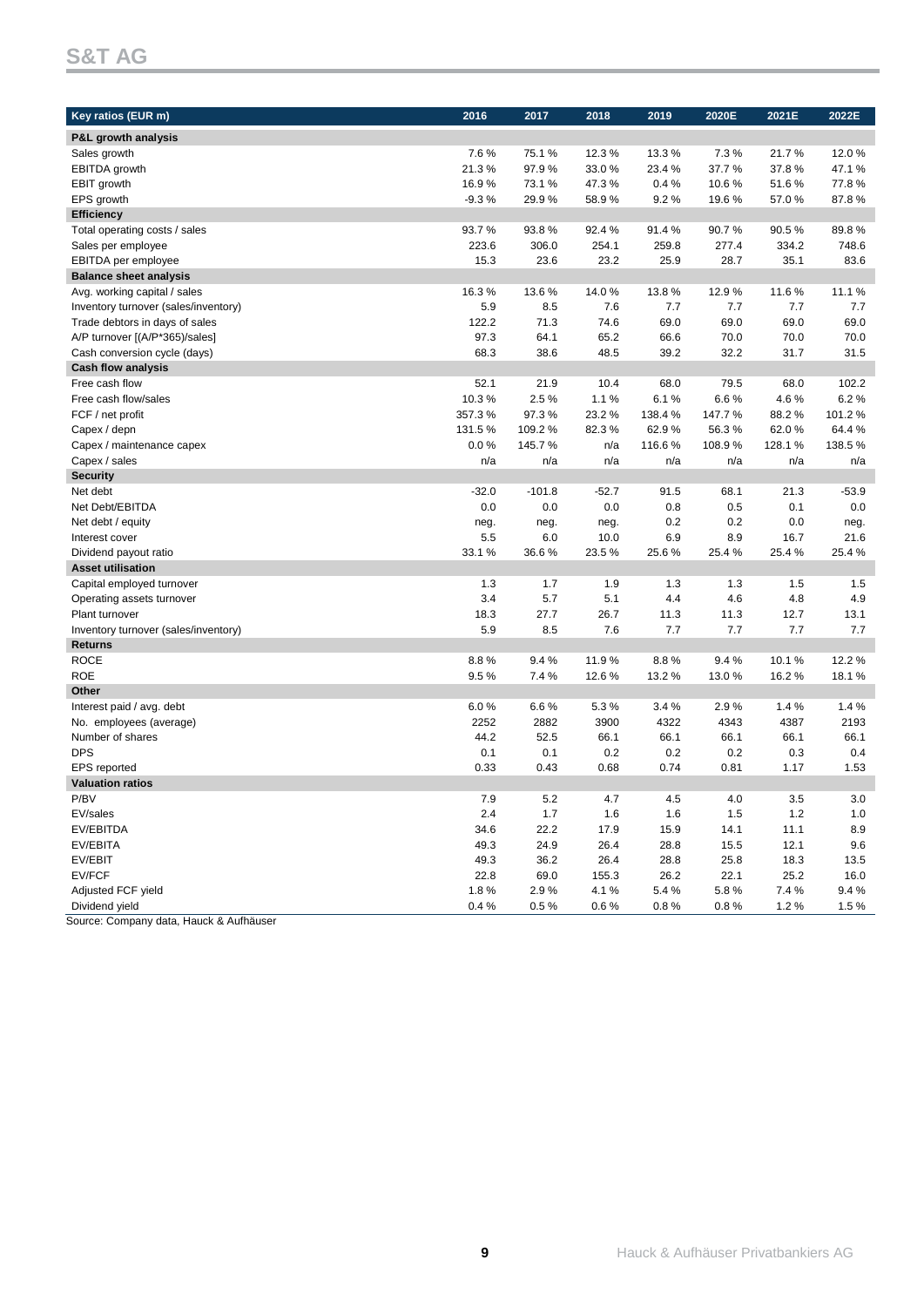## S&T AG

| Key ratios (EUR m) | 2016 | 2017 | 2018 | 2019 | 2020E | 2021E | 2022E |
|---|---|---|---|---|---|---|---|
| **P&L growth analysis** | | | | | | | |
| Sales growth | 7.6 % | 75.1 % | 12.3 % | 13.3 % | 7.3 % | 21.7 % | 12.0 % |
| EBITDA growth | 21.3 % | 97.9 % | 33.0 % | 23.4 % | 37.7 % | 37.8 % | 47.1 % |
| EBIT growth | 16.9 % | 73.1 % | 47.3 % | 0.4 % | 10.6 % | 51.6 % | 77.8 % |
| EPS growth | -9.3 % | 29.9 % | 58.9 % | 9.2 % | 19.6 % | 57.0 % | 87.8 % |
| **Efficiency** | | | | | | | |
| Total operating costs / sales | 93.7 % | 93.8 % | 92.4 % | 91.4 % | 90.7 % | 90.5 % | 89.8 % |
| Sales per employee | 223.6 | 306.0 | 254.1 | 259.8 | 277.4 | 334.2 | 748.6 |
| EBITDA per employee | 15.3 | 23.6 | 23.2 | 25.9 | 28.7 | 35.1 | 83.6 |
| **Balance sheet analysis** | | | | | | | |
| Avg. working capital / sales | 16.3 % | 13.6 % | 14.0 % | 13.8 % | 12.9 % | 11.6 % | 11.1 % |
| Inventory turnover (sales/inventory) | 5.9 | 8.5 | 7.6 | 7.7 | 7.7 | 7.7 | 7.7 |
| Trade debtors in days of sales | 122.2 | 71.3 | 74.6 | 69.0 | 69.0 | 69.0 | 69.0 |
| A/P turnover [(A/P*365)/sales] | 97.3 | 64.1 | 65.2 | 66.6 | 70.0 | 70.0 | 70.0 |
| Cash conversion cycle (days) | 68.3 | 38.6 | 48.5 | 39.2 | 32.2 | 31.7 | 31.5 |
| **Cash flow analysis** | | | | | | | |
| Free cash flow | 52.1 | 21.9 | 10.4 | 68.0 | 79.5 | 68.0 | 102.2 |
| Free cash flow/sales | 10.3 % | 2.5 % | 1.1 % | 6.1 % | 6.6 % | 4.6 % | 6.2 % |
| FCF / net profit | 357.3 % | 97.3 % | 23.2 % | 138.4 % | 147.7 % | 88.2 % | 101.2 % |
| Capex / depn | 131.5 % | 109.2 % | 82.3 % | 62.9 % | 56.3 % | 62.0 % | 64.4 % |
| Capex / maintenance capex | 0.0 % | 145.7 % | n/a | 116.6 % | 108.9 % | 128.1 % | 138.5 % |
| Capex / sales | n/a | n/a | n/a | n/a | n/a | n/a | n/a |
| **Security** | | | | | | | |
| Net debt | -32.0 | -101.8 | -52.7 | 91.5 | 68.1 | 21.3 | -53.9 |
| Net Debt/EBITDA | 0.0 | 0.0 | 0.0 | 0.8 | 0.5 | 0.1 | 0.0 |
| Net debt / equity | neg. | neg. | neg. | 0.2 | 0.2 | 0.0 | neg. |
| Interest cover | 5.5 | 6.0 | 10.0 | 6.9 | 8.9 | 16.7 | 21.6 |
| Dividend payout ratio | 33.1 % | 36.6 % | 23.5 % | 25.6 % | 25.4 % | 25.4 % | 25.4 % |
| **Asset utilisation** | | | | | | | |
| Capital employed turnover | 1.3 | 1.7 | 1.9 | 1.3 | 1.3 | 1.5 | 1.5 |
| Operating assets turnover | 3.4 | 5.7 | 5.1 | 4.4 | 4.6 | 4.8 | 4.9 |
| Plant turnover | 18.3 | 27.7 | 26.7 | 11.3 | 11.3 | 12.7 | 13.1 |
| Inventory turnover (sales/inventory) | 5.9 | 8.5 | 7.6 | 7.7 | 7.7 | 7.7 | 7.7 |
| **Returns** | | | | | | | |
| ROCE | 8.8 % | 9.4 % | 11.9 % | 8.8 % | 9.4 % | 10.1 % | 12.2 % |
| ROE | 9.5 % | 7.4 % | 12.6 % | 13.2 % | 13.0 % | 16.2 % | 18.1 % |
| **Other** | | | | | | | |
| Interest paid / avg. debt | 6.0 % | 6.6 % | 5.3 % | 3.4 % | 2.9 % | 1.4 % | 1.4 % |
| No. employees (average) | 2252 | 2882 | 3900 | 4322 | 4343 | 4387 | 2193 |
| Number of shares | 44.2 | 52.5 | 66.1 | 66.1 | 66.1 | 66.1 | 66.1 |
| DPS | 0.1 | 0.1 | 0.2 | 0.2 | 0.2 | 0.3 | 0.4 |
| EPS reported | 0.33 | 0.43 | 0.68 | 0.74 | 0.81 | 1.17 | 1.53 |
| **Valuation ratios** | | | | | | | |
| P/BV | 7.9 | 5.2 | 4.7 | 4.5 | 4.0 | 3.5 | 3.0 |
| EV/sales | 2.4 | 1.7 | 1.6 | 1.6 | 1.5 | 1.2 | 1.0 |
| EV/EBITDA | 34.6 | 22.2 | 17.9 | 15.9 | 14.1 | 11.1 | 8.9 |
| EV/EBITA | 49.3 | 24.9 | 26.4 | 28.8 | 15.5 | 12.1 | 9.6 |
| EV/EBIT | 49.3 | 36.2 | 26.4 | 28.8 | 25.8 | 18.3 | 13.5 |
| EV/FCF | 22.8 | 69.0 | 155.3 | 26.2 | 22.1 | 25.2 | 16.0 |
| Adjusted FCF yield | 1.8 % | 2.9 % | 4.1 % | 5.4 % | 5.8 % | 7.4 % | 9.4 % |
| Dividend yield | 0.4 % | 0.5 % | 0.6 % | 0.8 % | 0.8 % | 1.2 % | 1.5 % |

Source: Company data, Hauck & Aufhäuser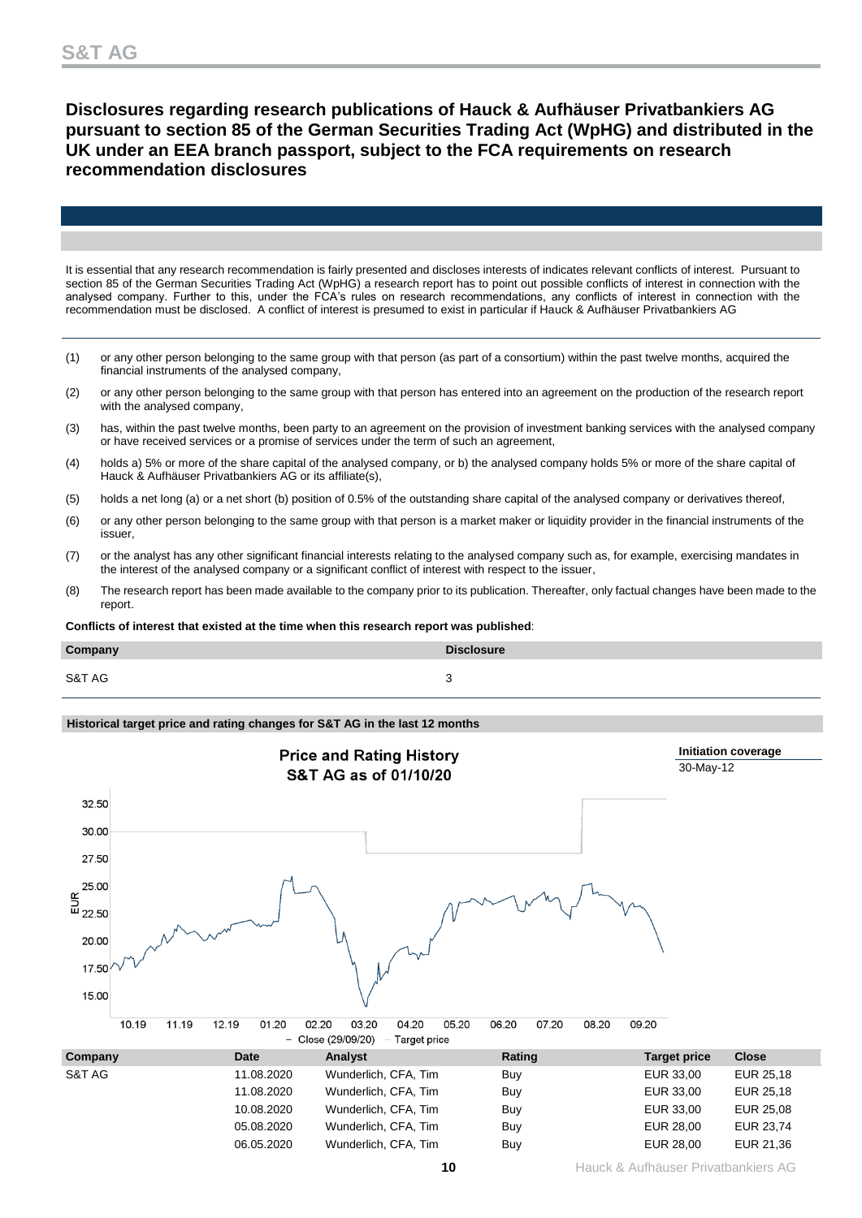# Disclosures regarding research publications of Hauck & Aufhäuser Privatbankiers AG pursuant to section 85 of the German Securities Trading Act (WpHG) and distributed in the UK under an EEA branch passport, subject to the FCA requirements on research recommendation disclosures

It is essential that any research recommendation is fairly presented and discloses interests of indicates relevant conflicts of interest. Pursuant to section 85 of the German Securities Trading Act (WpHG) a research report has to point out possible conflicts of interest in connection with the analysed company. Further to this, under the FCA's rules on research recommendations, any conflicts of interest in connection with the recommendation must be disclosed. A conflict of interest is presumed to exist in particular if Hauck & Aufhäuser Privatbankiers AG

(1) or any other person belonging to the same group with that person (as part of a consortium) within the past twelve months, acquired the financial instruments of the analysed company,

(2) or any other person belonging to the same group with that person has entered into an agreement on the production of the research report with the analysed company,

(3) has, within the past twelve months, been party to an agreement on the provision of investment banking services with the analysed company or have received services or a promise of services under the term of such an agreement,

(4) holds a) 5% or more of the share capital of the analysed company, or b) the analysed company holds 5% or more of the share capital of Hauck & Aufhäuser Privatbankiers AG or its affiliate(s),

(5) holds a net long (a) or a net short (b) position of 0.5% of the outstanding share capital of the analysed company or derivatives thereof,

(6) or any other person belonging to the same group with that person is a market maker or liquidity provider in the financial instruments of the issuer,

(7) or the analyst has any other significant financial interests relating to the analysed company such as, for example, exercising mandates in the interest of the analysed company or a significant conflict of interest with respect to the issuer,

(8) The research report has been made available to the company prior to its publication. Thereafter, only factual changes have been made to the report.

**Conflicts of interest that existed at the time when this research report was published**:

| Company | Disclosure |
|---|---|
| S&T AG | 3 |

**Historical target price and rating changes for S&T AG in the last 12 months**

**Price and Rating History S&T AG as of 01/10/20**

**Initiation coverage**
30-May-12

| Company | Date | Analyst | Rating | Target price | Close |
|---|---|---|---|---|---|
| S&T AG | 11.08.2020 | Wunderlich, CFA, Tim | Buy | EUR 33,00 | EUR 25,18 |
| | 11.08.2020 | Wunderlich, CFA, Tim | Buy | EUR 33,00 | EUR 25,18 |
| | 10.08.2020 | Wunderlich, CFA, Tim | Buy | EUR 33,00 | EUR 25,08 |
| | 05.08.2020 | Wunderlich, CFA, Tim | Buy | EUR 28,00 | EUR 23,74 |
| | 06.05.2020 | Wunderlich, CFA, Tim | Buy | EUR 28,00 | EUR 21,36 |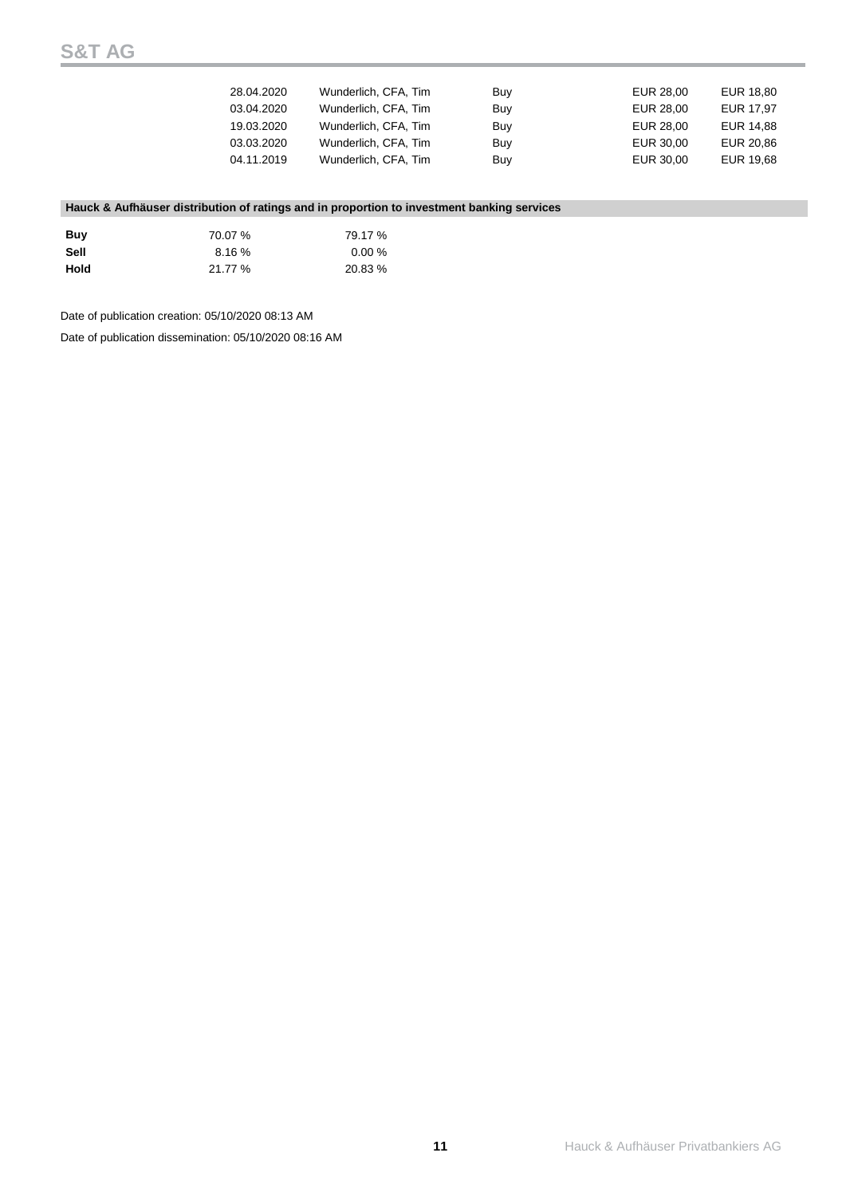| | | | | |
|---|---|---|---|---|
| 28.04.2020 | Wunderlich, CFA, Tim | Buy | EUR 28,00 | EUR 18,80 |
| 03.04.2020 | Wunderlich, CFA, Tim | Buy | EUR 28,00 | EUR 17,97 |
| 19.03.2020 | Wunderlich, CFA, Tim | Buy | EUR 28,00 | EUR 14,88 |
| 03.03.2020 | Wunderlich, CFA, Tim | Buy | EUR 30,00 | EUR 20,86 |
| 04.11.2019 | Wunderlich, CFA, Tim | Buy | EUR 30,00 | EUR 19,68 |

**Hauck & Aufhäuser distribution of ratings and in proportion to investment banking services**

| | | |
|---|---|---|
| **Buy** | 70.07 % | 79.17 % |
| **Sell** | 8.16 % | 0.00 % |
| **Hold** | 21.77 % | 20.83 % |

Date of publication creation: 05/10/2020 08:13 AM

Date of publication dissemination: 05/10/2020 08:16 AM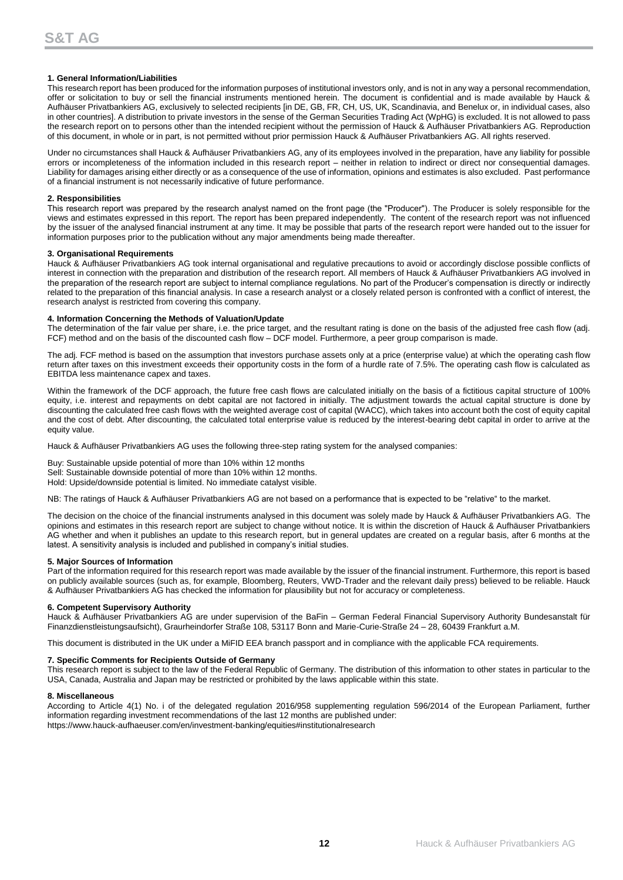## 1. General Information/Liabilities

This research report has been produced for the information purposes of institutional investors only, and is not in any way a personal recommendation, offer or solicitation to buy or sell the financial instruments mentioned herein. The document is confidential and is made available by Hauck & Aufhäuser Privatbankiers AG, exclusively to selected recipients [in DE, GB, FR, CH, US, UK, Scandinavia, and Benelux or, in individual cases, also in other countries]. A distribution to private investors in the sense of the German Securities Trading Act (WpHG) is excluded. It is not allowed to pass the research report on to persons other than the intended recipient without the permission of Hauck & Aufhäuser Privatbankiers AG. Reproduction of this document, in whole or in part, is not permitted without prior permission Hauck & Aufhäuser Privatbankiers AG. All rights reserved.

Under no circumstances shall Hauck & Aufhäuser Privatbankiers AG, any of its employees involved in the preparation, have any liability for possible errors or incompleteness of the information included in this research report – neither in relation to indirect or direct nor consequential damages. Liability for damages arising either directly or as a consequence of the use of information, opinions and estimates is also excluded. Past performance of a financial instrument is not necessarily indicative of future performance.

## 2. Responsibilities

This research report was prepared by the research analyst named on the front page (the "Producer"). The Producer is solely responsible for the views and estimates expressed in this report. The report has been prepared independently. The content of the research report was not influenced by the issuer of the analysed financial instrument at any time. It may be possible that parts of the research report were handed out to the issuer for information purposes prior to the publication without any major amendments being made thereafter.

## 3. Organisational Requirements

Hauck & Aufhäuser Privatbankiers AG took internal organisational and regulative precautions to avoid or accordingly disclose possible conflicts of interest in connection with the preparation and distribution of the research report. All members of Hauck & Aufhäuser Privatbankiers AG involved in the preparation of the research report are subject to internal compliance regulations. No part of the Producer's compensation is directly or indirectly related to the preparation of this financial analysis. In case a research analyst or a closely related person is confronted with a conflict of interest, the research analyst is restricted from covering this company.

## 4. Information Concerning the Methods of Valuation/Update

The determination of the fair value per share, i.e. the price target, and the resultant rating is done on the basis of the adjusted free cash flow (adj. FCF) method and on the basis of the discounted cash flow – DCF model. Furthermore, a peer group comparison is made.

The adj. FCF method is based on the assumption that investors purchase assets only at a price (enterprise value) at which the operating cash flow return after taxes on this investment exceeds their opportunity costs in the form of a hurdle rate of 7.5%. The operating cash flow is calculated as EBITDA less maintenance capex and taxes.

Within the framework of the DCF approach, the future free cash flows are calculated initially on the basis of a fictitious capital structure of 100% equity, i.e. interest and repayments on debt capital are not factored in initially. The adjustment towards the actual capital structure is done by discounting the calculated free cash flows with the weighted average cost of capital (WACC), which takes into account both the cost of equity capital and the cost of debt. After discounting, the calculated total enterprise value is reduced by the interest-bearing debt capital in order to arrive at the equity value.

Hauck & Aufhäuser Privatbankiers AG uses the following three-step rating system for the analysed companies:

Buy: Sustainable upside potential of more than 10% within 12 months
Sell: Sustainable downside potential of more than 10% within 12 months.
Hold: Upside/downside potential is limited. No immediate catalyst visible.

NB: The ratings of Hauck & Aufhäuser Privatbankiers AG are not based on a performance that is expected to be "relative" to the market.

The decision on the choice of the financial instruments analysed in this document was solely made by Hauck & Aufhäuser Privatbankiers AG. The opinions and estimates in this research report are subject to change without notice. It is within the discretion of Hauck & Aufhäuser Privatbankiers AG whether and when it publishes an update to this research report, but in general updates are created on a regular basis, after 6 months at the latest. A sensitivity analysis is included and published in company's initial studies.

## 5. Major Sources of Information

Part of the information required for this research report was made available by the issuer of the financial instrument. Furthermore, this report is based on publicly available sources (such as, for example, Bloomberg, Reuters, VWD-Trader and the relevant daily press) believed to be reliable. Hauck & Aufhäuser Privatbankiers AG has checked the information for plausibility but not for accuracy or completeness.

## 6. Competent Supervisory Authority

Hauck & Aufhäuser Privatbankiers AG are under supervision of the BaFin – German Federal Financial Supervisory Authority Bundesanstalt für Finanzdienstleistungsaufsicht), Graurheindorfer Straße 108, 53117 Bonn and Marie-Curie-Straße 24 – 28, 60439 Frankfurt a.M.

This document is distributed in the UK under a MiFID EEA branch passport and in compliance with the applicable FCA requirements.

## 7. Specific Comments for Recipients Outside of Germany

This research report is subject to the law of the Federal Republic of Germany. The distribution of this information to other states in particular to the USA, Canada, Australia and Japan may be restricted or prohibited by the laws applicable within this state.

## 8. Miscellaneous

According to Article 4(1) No. i of the delegated regulation 2016/958 supplementing regulation 596/2014 of the European Parliament, further information regarding investment recommendations of the last 12 months are published under:
https://www.hauck-aufhaeuser.com/en/investment-banking/equities#institutionalresearch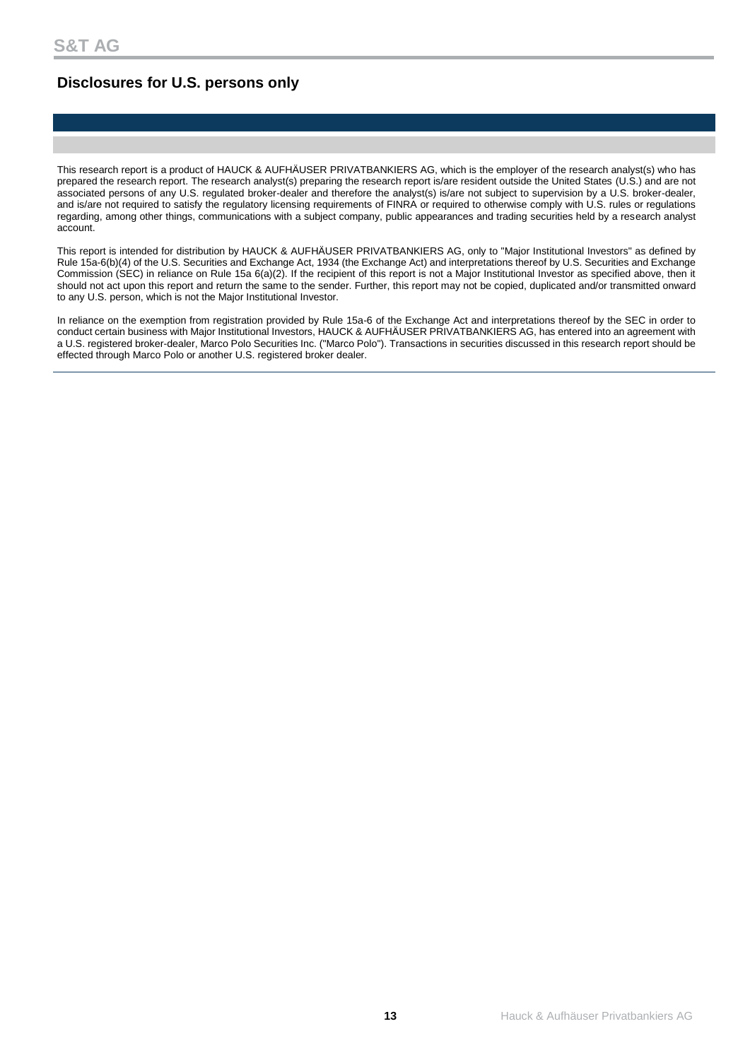## Disclosures for U.S. persons only

This research report is a product of HAUCK & AUFHÄUSER PRIVATBANKIERS AG, which is the employer of the research analyst(s) who has prepared the research report. The research analyst(s) preparing the research report is/are resident outside the United States (U.S.) and are not associated persons of any U.S. regulated broker-dealer and therefore the analyst(s) is/are not subject to supervision by a U.S. broker-dealer, and is/are not required to satisfy the regulatory licensing requirements of FINRA or required to otherwise comply with U.S. rules or regulations regarding, among other things, communications with a subject company, public appearances and trading securities held by a research analyst account.

This report is intended for distribution by HAUCK & AUFHÄUSER PRIVATBANKIERS AG, only to "Major Institutional Investors" as defined by Rule 15a-6(b)(4) of the U.S. Securities and Exchange Act, 1934 (the Exchange Act) and interpretations thereof by U.S. Securities and Exchange Commission (SEC) in reliance on Rule 15a 6(a)(2). If the recipient of this report is not a Major Institutional Investor as specified above, then it should not act upon this report and return the same to the sender. Further, this report may not be copied, duplicated and/or transmitted onward to any U.S. person, which is not the Major Institutional Investor.

In reliance on the exemption from registration provided by Rule 15a-6 of the Exchange Act and interpretations thereof by the SEC in order to conduct certain business with Major Institutional Investors, HAUCK & AUFHÄUSER PRIVATBANKIERS AG, has entered into an agreement with a U.S. registered broker-dealer, Marco Polo Securities Inc. ("Marco Polo"). Transactions in securities discussed in this research report should be effected through Marco Polo or another U.S. registered broker dealer.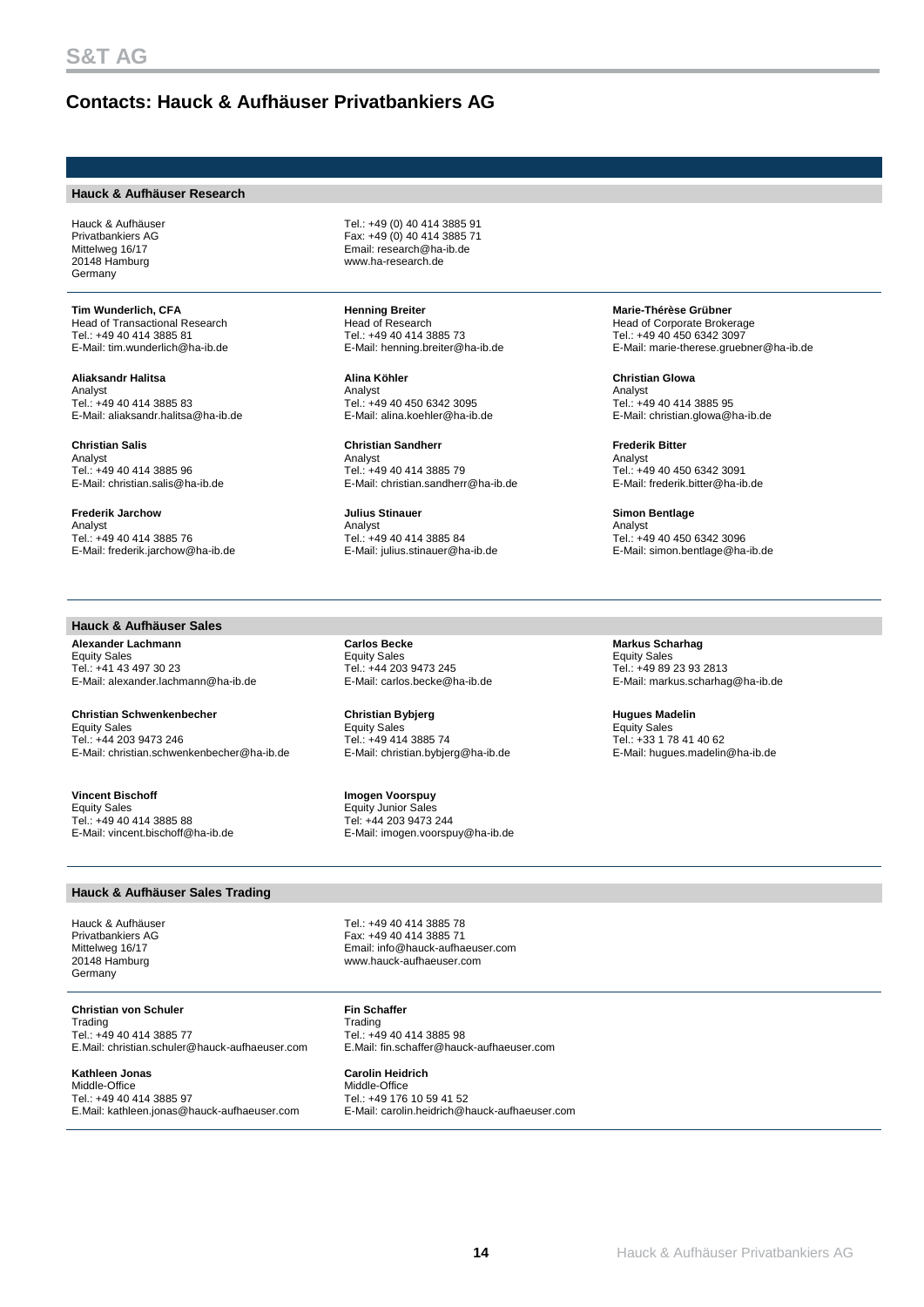# Contacts: Hauck & Aufhäuser Privatbankiers AG

## Hauck & Aufhäuser Research

Hauck & Aufhäuser
Privatbankiers AG
Mittelweg 16/17
20148 Hamburg
Germany

Tel.: +49 (0) 40 414 3885 91
Fax: +49 (0) 40 414 3885 71
Email: research@ha-ib.de
www.ha-research.de

**Tim Wunderlich, CFA**
Head of Transactional Research
Tel.: +49 40 414 3885 81
E-Mail: tim.wunderlich@ha-ib.de

**Henning Breiter**
Head of Research
Tel.: +49 40 414 3885 73
E-Mail: henning.breiter@ha-ib.de

**Marie-Thérèse Grübner**
Head of Corporate Brokerage
Tel.: +49 40 450 6342 3097
E-Mail: marie-therese.gruebner@ha-ib.de

**Aliaksandr Halitsa**
Analyst
Tel.: +49 40 414 3885 83
E-Mail: aliaksandr.halitsa@ha-ib.de

**Alina Köhler**
Analyst
Tel.: +49 40 450 6342 3095
E-Mail: alina.koehler@ha-ib.de

**Christian Glowa**
Analyst
Tel.: +49 40 414 3885 95
E-Mail: christian.glowa@ha-ib.de

**Christian Salis**
Analyst
Tel.: +49 40 414 3885 96
E-Mail: christian.salis@ha-ib.de

**Christian Sandherr**
Analyst
Tel.: +49 40 414 3885 79
E-Mail: christian.sandherr@ha-ib.de

**Frederik Bitter**
Analyst
Tel.: +49 40 450 6342 3091
E-Mail: frederik.bitter@ha-ib.de

**Frederik Jarchow**
Analyst
Tel.: +49 40 414 3885 76
E-Mail: frederik.jarchow@ha-ib.de

**Julius Stinauer**
Analyst
Tel.: +49 40 414 3885 84
E-Mail: julius.stinauer@ha-ib.de

**Simon Bentlage**
Analyst
Tel.: +49 40 450 6342 3096
E-Mail: simon.bentlage@ha-ib.de

## Hauck & Aufhäuser Sales

**Alexander Lachmann**
Equity Sales
Tel.: +41 43 497 30 23
E-Mail: alexander.lachmann@ha-ib.de

**Carlos Becke**
Equity Sales
Tel.: +44 203 9473 245
E-Mail: carlos.becke@ha-ib.de

**Markus Scharhag**
Equity Sales
Tel.: +49 89 23 93 2813
E-Mail: markus.scharhag@ha-ib.de

**Christian Schwenkenbecher**
Equity Sales
Tel.: +44 203 9473 246
E-Mail: christian.schwenkenbecher@ha-ib.de

**Christian Bybjerg**
Equity Sales
Tel.: +49 414 3885 74
E-Mail: christian.bybjerg@ha-ib.de

**Hugues Madelin**
Equity Sales
Tel.: +33 1 78 41 40 62
E-Mail: hugues.madelin@ha-ib.de

**Vincent Bischoff**
Equity Sales
Tel.: +49 40 414 3885 88
E-Mail: vincent.bischoff@ha-ib.de

**Imogen Voorspuy**
Equity Junior Sales
Tel: +44 203 9473 244
E-Mail: imogen.voorspuy@ha-ib.de

## Hauck & Aufhäuser Sales Trading

Hauck & Aufhäuser
Privatbankiers AG
Mittelweg 16/17
20148 Hamburg
Germany

Tel.: +49 40 414 3885 78
Fax: +49 40 414 3885 71
Email: info@hauck-aufhaeuser.com
www.hauck-aufhaeuser.com

**Christian von Schuler**
Trading
Tel.: +49 40 414 3885 77
E.Mail: christian.schuler@hauck-aufhaeuser.com

**Fin Schaffer**
Trading
Tel.: +49 40 414 3885 98
E.Mail: fin.schaffer@hauck-aufhaeuser.com

**Kathleen Jonas**
Middle-Office
Tel.: +49 40 414 3885 97
E.Mail: kathleen.jonas@hauck-aufhaeuser.com

**Carolin Heidrich**
Middle-Office
Tel.: +49 176 10 59 41 52
E-Mail: carolin.heidrich@hauck-aufhaeuser.com